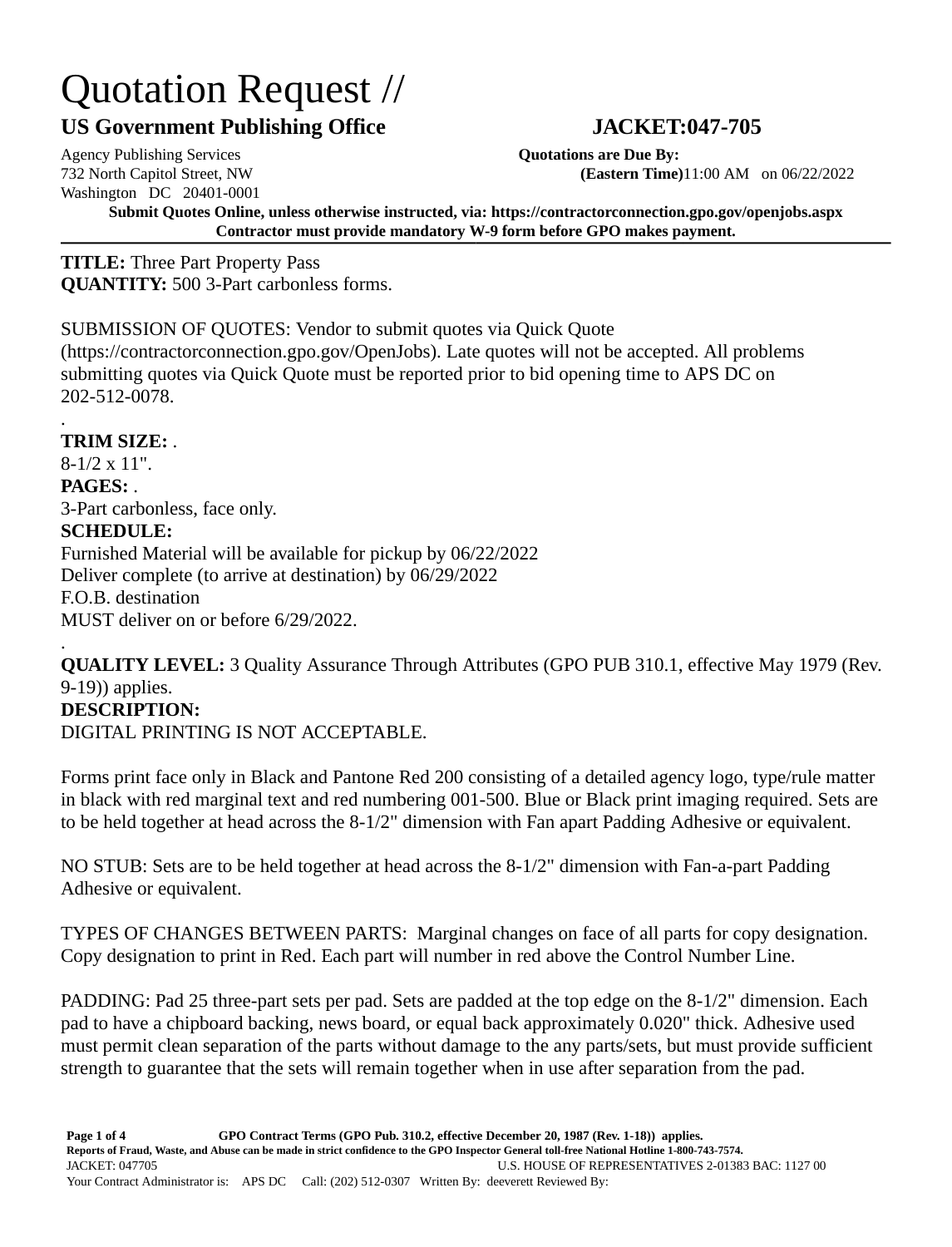# Quotation Request //

## US Government Publishing Office JACKET:047-705

Agency Publishing Services
732 North Capitol Street, NW
Washington DC 20401-0001

**Quotations are Due By:**
**(Eastern Time)**11:00 AM on 06/22/2022

**Submit Quotes Online, unless otherwise instructed, via: https://contractorconnection.gpo.gov/openjobs.aspx**
**Contractor must provide mandatory W-9 form before GPO makes payment.**

---

**TITLE:** Three Part Property Pass
**QUANTITY:** 500 3-Part carbonless forms.

SUBMISSION OF QUOTES: Vendor to submit quotes via Quick Quote (https://contractorconnection.gpo.gov/OpenJobs). Late quotes will not be accepted. All problems submitting quotes via Quick Quote must be reported prior to bid opening time to APS DC on 202-512-0078.

.

**TRIM SIZE:** .
8-1/2 x 11".

**PAGES:** .
3-Part carbonless, face only.

**SCHEDULE:**
Furnished Material will be available for pickup by 06/22/2022
Deliver complete (to arrive at destination) by 06/29/2022
F.O.B. destination
MUST deliver on or before 6/29/2022.

.

**QUALITY LEVEL:** 3 Quality Assurance Through Attributes (GPO PUB 310.1, effective May 1979 (Rev. 9-19)) applies.

**DESCRIPTION:**
DIGITAL PRINTING IS NOT ACCEPTABLE.

Forms print face only in Black and Pantone Red 200 consisting of a detailed agency logo, type/rule matter in black with red marginal text and red numbering 001-500. Blue or Black print imaging required. Sets are to be held together at head across the 8-1/2" dimension with Fan apart Padding Adhesive or equivalent.

NO STUB: Sets are to be held together at head across the 8-1/2" dimension with Fan-a-part Padding Adhesive or equivalent.

TYPES OF CHANGES BETWEEN PARTS: Marginal changes on face of all parts for copy designation. Copy designation to print in Red. Each part will number in red above the Control Number Line.

PADDING: Pad 25 three-part sets per pad. Sets are padded at the top edge on the 8-1/2" dimension. Each pad to have a chipboard backing, news board, or equal back approximately 0.020" thick. Adhesive used must permit clean separation of the parts without damage to the any parts/sets, but must provide sufficient strength to guarantee that the sets will remain together when in use after separation from the pad.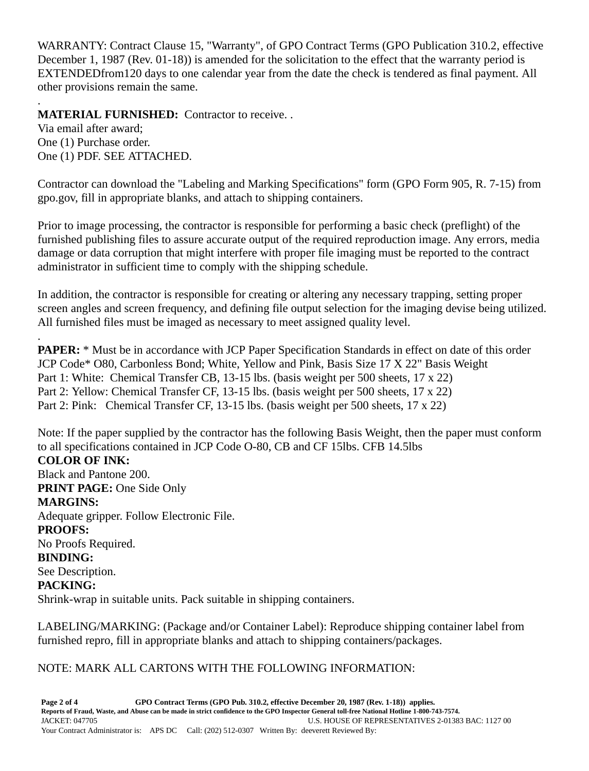WARRANTY: Contract Clause 15, "Warranty", of GPO Contract Terms (GPO Publication 310.2, effective December 1, 1987 (Rev. 01-18)) is amended for the solicitation to the effect that the warranty period is EXTENDEDfrom120 days to one calendar year from the date the check is tendered as final payment. All other provisions remain the same.

.

**MATERIAL FURNISHED:** Contractor to receive. .
Via email after award;
One (1) Purchase order.
One (1) PDF. SEE ATTACHED.

Contractor can download the "Labeling and Marking Specifications" form (GPO Form 905, R. 7-15) from gpo.gov, fill in appropriate blanks, and attach to shipping containers.

Prior to image processing, the contractor is responsible for performing a basic check (preflight) of the furnished publishing files to assure accurate output of the required reproduction image. Any errors, media damage or data corruption that might interfere with proper file imaging must be reported to the contract administrator in sufficient time to comply with the shipping schedule.

In addition, the contractor is responsible for creating or altering any necessary trapping, setting proper screen angles and screen frequency, and defining file output selection for the imaging devise being utilized. All furnished files must be imaged as necessary to meet assigned quality level.

.

**PAPER:** * Must be in accordance with JCP Paper Specification Standards in effect on date of this order
JCP Code* O80, Carbonless Bond; White, Yellow and Pink, Basis Size 17 X 22" Basis Weight
Part 1: White: Chemical Transfer CB, 13-15 lbs. (basis weight per 500 sheets, 17 x 22)
Part 2: Yellow: Chemical Transfer CF, 13-15 lbs. (basis weight per 500 sheets, 17 x 22)
Part 2: Pink: Chemical Transfer CF, 13-15 lbs. (basis weight per 500 sheets, 17 x 22)

Note: If the paper supplied by the contractor has the following Basis Weight, then the paper must conform to all specifications contained in JCP Code O-80, CB and CF 15lbs. CFB 14.5lbs

**COLOR OF INK:**
Black and Pantone 200.

**PRINT PAGE:** One Side Only

**MARGINS:**
Adequate gripper. Follow Electronic File.

**PROOFS:**
No Proofs Required.

**BINDING:**
See Description.

**PACKING:**
Shrink-wrap in suitable units. Pack suitable in shipping containers.

LABELING/MARKING: (Package and/or Container Label): Reproduce shipping container label from furnished repro, fill in appropriate blanks and attach to shipping containers/packages.

NOTE: MARK ALL CARTONS WITH THE FOLLOWING INFORMATION: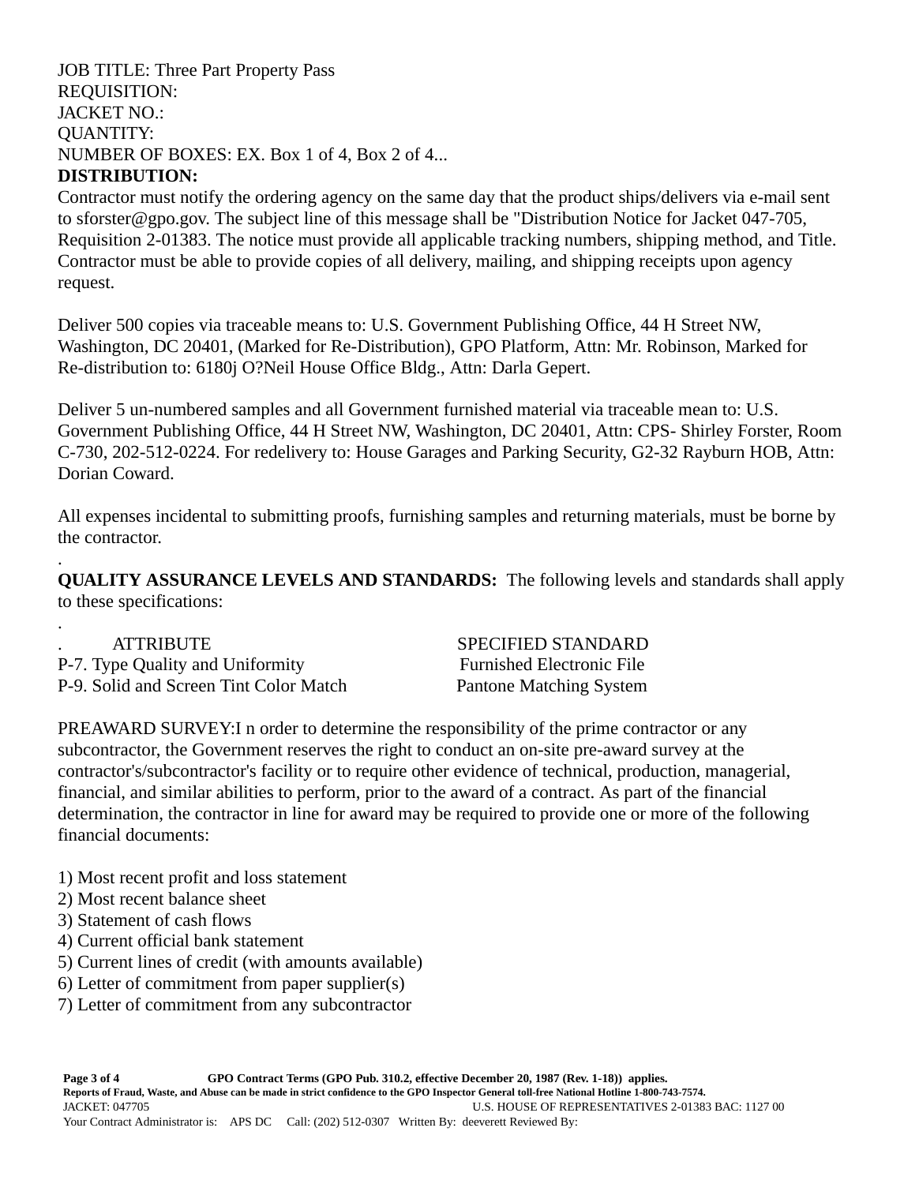JOB TITLE: Three Part Property Pass
REQUISITION:
JACKET NO.:
QUANTITY:
NUMBER OF BOXES: EX. Box 1 of 4, Box 2 of 4...

**DISTRIBUTION:**

Contractor must notify the ordering agency on the same day that the product ships/delivers via e-mail sent to sforster@gpo.gov. The subject line of this message shall be "Distribution Notice for Jacket 047-705, Requisition 2-01383. The notice must provide all applicable tracking numbers, shipping method, and Title. Contractor must be able to provide copies of all delivery, mailing, and shipping receipts upon agency request.

Deliver 500 copies via traceable means to: U.S. Government Publishing Office, 44 H Street NW, Washington, DC 20401, (Marked for Re-Distribution), GPO Platform, Attn: Mr. Robinson, Marked for Re-distribution to: 6180j O?Neil House Office Bldg., Attn: Darla Gepert.

Deliver 5 un-numbered samples and all Government furnished material via traceable mean to: U.S. Government Publishing Office, 44 H Street NW, Washington, DC 20401, Attn: CPS- Shirley Forster, Room C-730, 202-512-0224. For redelivery to: House Garages and Parking Security, G2-32 Rayburn HOB, Attn: Dorian Coward.

All expenses incidental to submitting proofs, furnishing samples and returning materials, must be borne by the contractor.

.

**QUALITY ASSURANCE LEVELS AND STANDARDS:** The following levels and standards shall apply to these specifications:

.

| ATTRIBUTE | SPECIFIED STANDARD |
|---|---|
| P-7. Type Quality and Uniformity | Furnished Electronic File |
| P-9. Solid and Screen Tint Color Match | Pantone Matching System |

PREAWARD SURVEY:I n order to determine the responsibility of the prime contractor or any subcontractor, the Government reserves the right to conduct an on-site pre-award survey at the contractor's/subcontractor's facility or to require other evidence of technical, production, managerial, financial, and similar abilities to perform, prior to the award of a contract. As part of the financial determination, the contractor in line for award may be required to provide one or more of the following financial documents:

1) Most recent profit and loss statement
2) Most recent balance sheet
3) Statement of cash flows
4) Current official bank statement
5) Current lines of credit (with amounts available)
6) Letter of commitment from paper supplier(s)
7) Letter of commitment from any subcontractor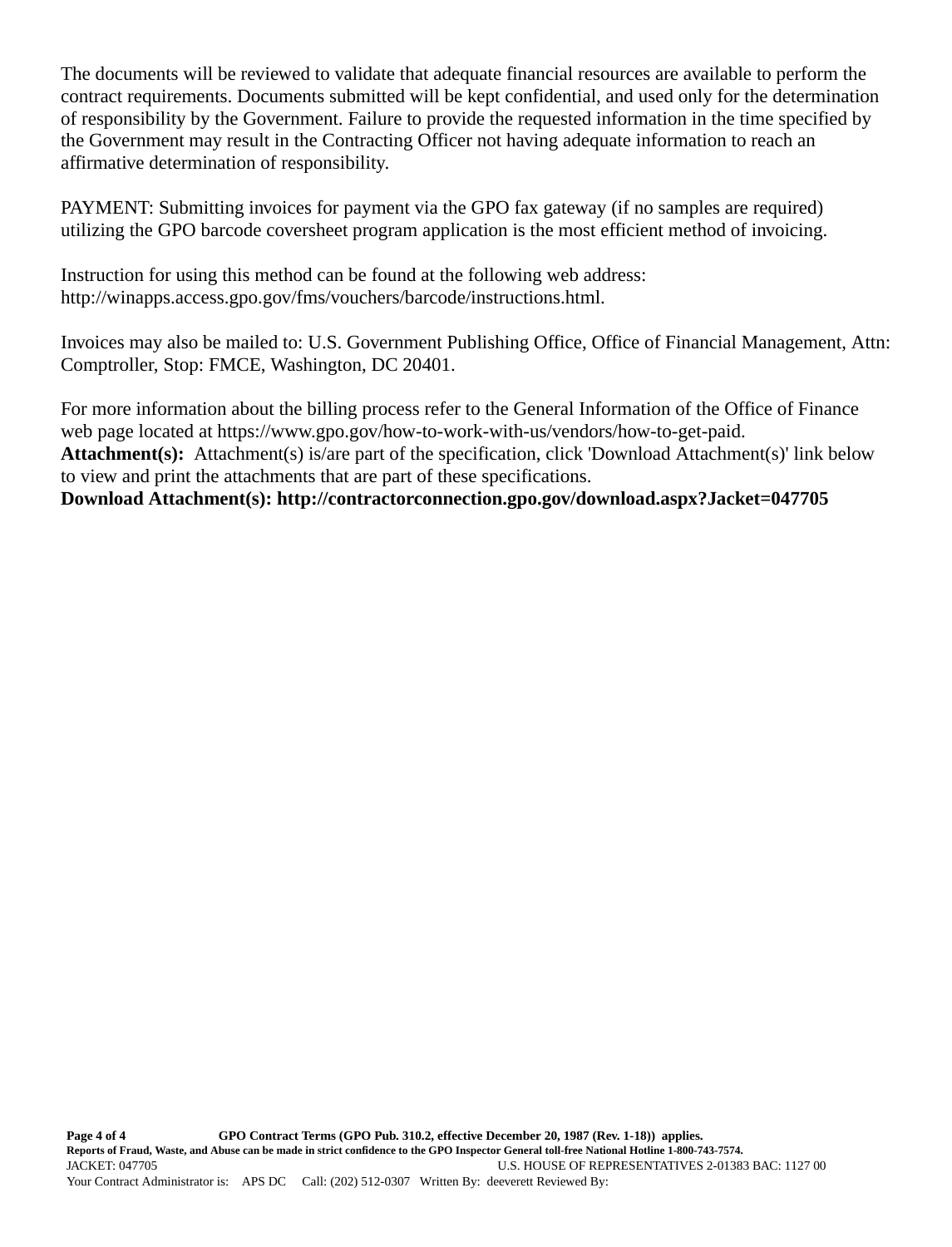The documents will be reviewed to validate that adequate financial resources are available to perform the contract requirements. Documents submitted will be kept confidential, and used only for the determination of responsibility by the Government. Failure to provide the requested information in the time specified by the Government may result in the Contracting Officer not having adequate information to reach an affirmative determination of responsibility.

PAYMENT: Submitting invoices for payment via the GPO fax gateway (if no samples are required) utilizing the GPO barcode coversheet program application is the most efficient method of invoicing.

Instruction for using this method can be found at the following web address: http://winapps.access.gpo.gov/fms/vouchers/barcode/instructions.html.

Invoices may also be mailed to: U.S. Government Publishing Office, Office of Financial Management, Attn: Comptroller, Stop: FMCE, Washington, DC 20401.

For more information about the billing process refer to the General Information of the Office of Finance web page located at https://www.gpo.gov/how-to-work-with-us/vendors/how-to-get-paid.

**Attachment(s):** Attachment(s) is/are part of the specification, click 'Download Attachment(s)' link below to view and print the attachments that are part of these specifications.

**Download Attachment(s): http://contractorconnection.gpo.gov/download.aspx?Jacket=047705**